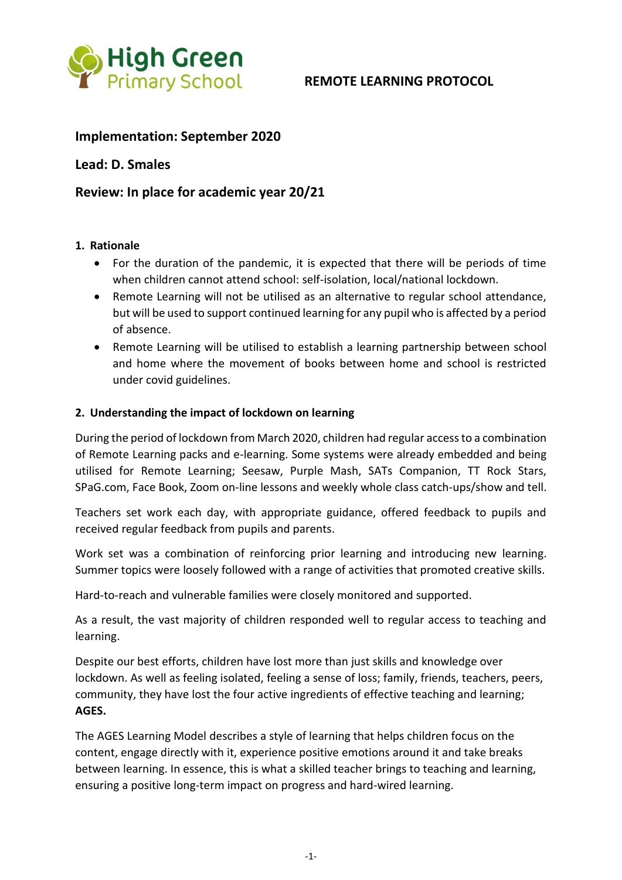High Green Primary School

# REMOTE LEARNING PROTOCOL

**Implementation: September 2020**

**Lead: D. Smales**

**Review: In place for academic year 20/21**

## 1. Rationale

- For the duration of the pandemic, it is expected that there will be periods of time when children cannot attend school: self-isolation, local/national lockdown.
- Remote Learning will not be utilised as an alternative to regular school attendance, but will be used to support continued learning for any pupil who is affected by a period of absence.
- Remote Learning will be utilised to establish a learning partnership between school and home where the movement of books between home and school is restricted under covid guidelines.

## 2. Understanding the impact of lockdown on learning

During the period of lockdown from March 2020, children had regular access to a combination of Remote Learning packs and e-learning. Some systems were already embedded and being utilised for Remote Learning; Seesaw, Purple Mash, SATs Companion, TT Rock Stars, SPaG.com, Face Book, Zoom on-line lessons and weekly whole class catch-ups/show and tell.

Teachers set work each day, with appropriate guidance, offered feedback to pupils and received regular feedback from pupils and parents.

Work set was a combination of reinforcing prior learning and introducing new learning. Summer topics were loosely followed with a range of activities that promoted creative skills.

Hard-to-reach and vulnerable families were closely monitored and supported.

As a result, the vast majority of children responded well to regular access to teaching and learning.

Despite our best efforts, children have lost more than just skills and knowledge over lockdown. As well as feeling isolated, feeling a sense of loss; family, friends, teachers, peers, community, they have lost the four active ingredients of effective teaching and learning; **AGES.**

The AGES Learning Model describes a style of learning that helps children focus on the content, engage directly with it, experience positive emotions around it and take breaks between learning. In essence, this is what a skilled teacher brings to teaching and learning, ensuring a positive long-term impact on progress and hard-wired learning.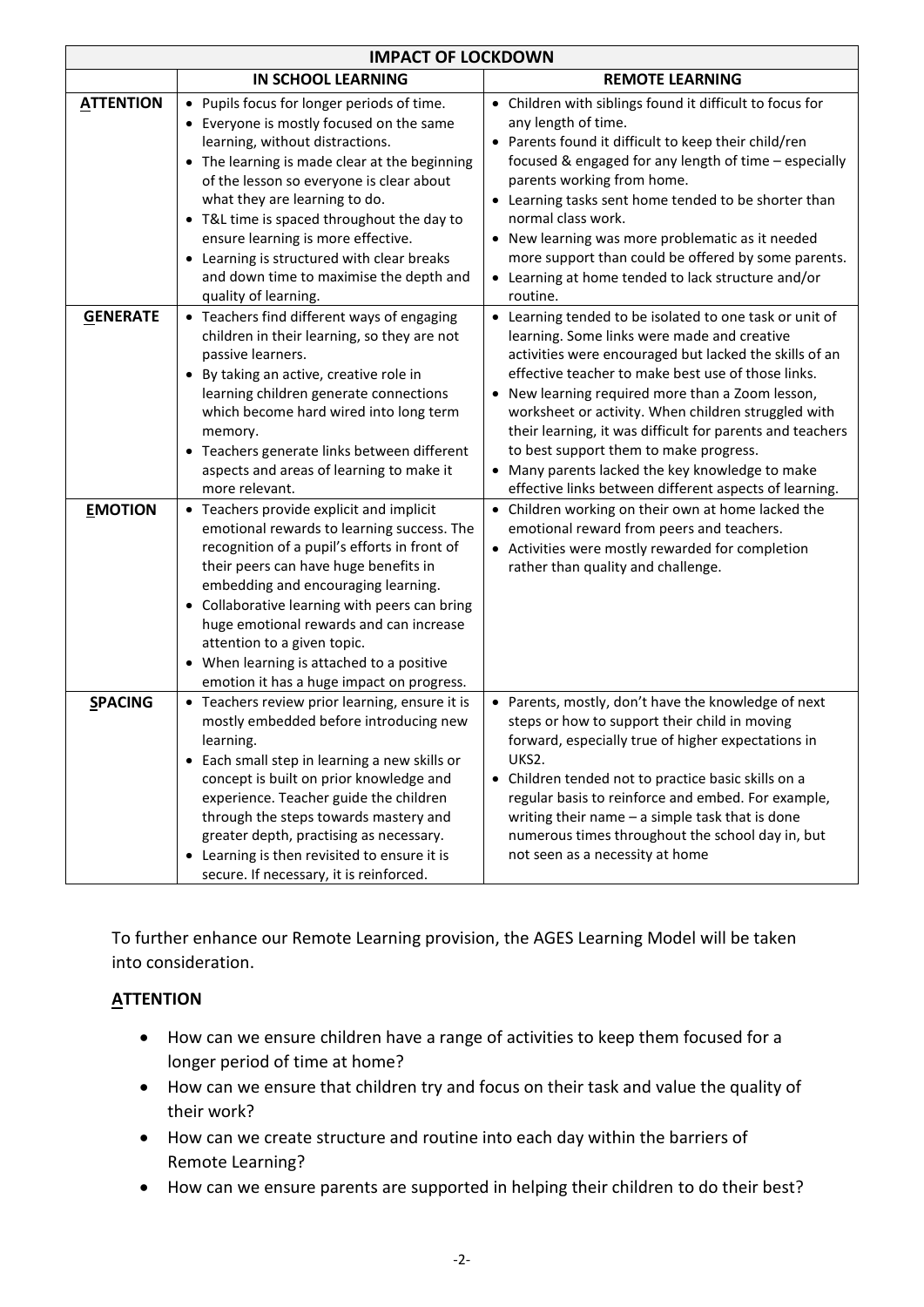| IMPACT OF LOCKDOWN | | |
|---|---|---|
| | **IN SCHOOL LEARNING** | **REMOTE LEARNING** |
| **ATTENTION** | • Pupils focus for longer periods of time. • Everyone is mostly focused on the same learning, without distractions. • The learning is made clear at the beginning of the lesson so everyone is clear about what they are learning to do. • T&L time is spaced throughout the day to ensure learning is more effective. • Learning is structured with clear breaks and down time to maximise the depth and quality of learning. | • Children with siblings found it difficult to focus for any length of time. • Parents found it difficult to keep their child/ren focused & engaged for any length of time – especially parents working from home. • Learning tasks sent home tended to be shorter than normal class work. • New learning was more problematic as it needed more support than could be offered by some parents. • Learning at home tended to lack structure and/or routine. |
| **GENERATE** | • Teachers find different ways of engaging children in their learning, so they are not passive learners. • By taking an active, creative role in learning children generate connections which become hard wired into long term memory. • Teachers generate links between different aspects and areas of learning to make it more relevant. | • Learning tended to be isolated to one task or unit of learning. Some links were made and creative activities were encouraged but lacked the skills of an effective teacher to make best use of those links. • New learning required more than a Zoom lesson, worksheet or activity. When children struggled with their learning, it was difficult for parents and teachers to best support them to make progress. • Many parents lacked the key knowledge to make effective links between different aspects of learning. |
| **EMOTION** | • Teachers provide explicit and implicit emotional rewards to learning success. The recognition of a pupil's efforts in front of their peers can have huge benefits in embedding and encouraging learning. • Collaborative learning with peers can bring huge emotional rewards and can increase attention to a given topic. • When learning is attached to a positive emotion it has a huge impact on progress. | • Children working on their own at home lacked the emotional reward from peers and teachers. • Activities were mostly rewarded for completion rather than quality and challenge. |
| **SPACING** | • Teachers review prior learning, ensure it is mostly embedded before introducing new learning. • Each small step in learning a new skills or concept is built on prior knowledge and experience. Teacher guide the children through the steps towards mastery and greater depth, practising as necessary. • Learning is then revisited to ensure it is secure. If necessary, it is reinforced. | • Parents, mostly, don't have the knowledge of next steps or how to support their child in moving forward, especially true of higher expectations in UKS2. • Children tended not to practice basic skills on a regular basis to reinforce and embed. For example, writing their name – a simple task that is done numerous times throughout the school day in, but not seen as a necessity at home |

To further enhance our Remote Learning provision, the AGES Learning Model will be taken into consideration.

**ATTENTION**

- How can we ensure children have a range of activities to keep them focused for a longer period of time at home?
- How can we ensure that children try and focus on their task and value the quality of their work?
- How can we create structure and routine into each day within the barriers of Remote Learning?
- How can we ensure parents are supported in helping their children to do their best?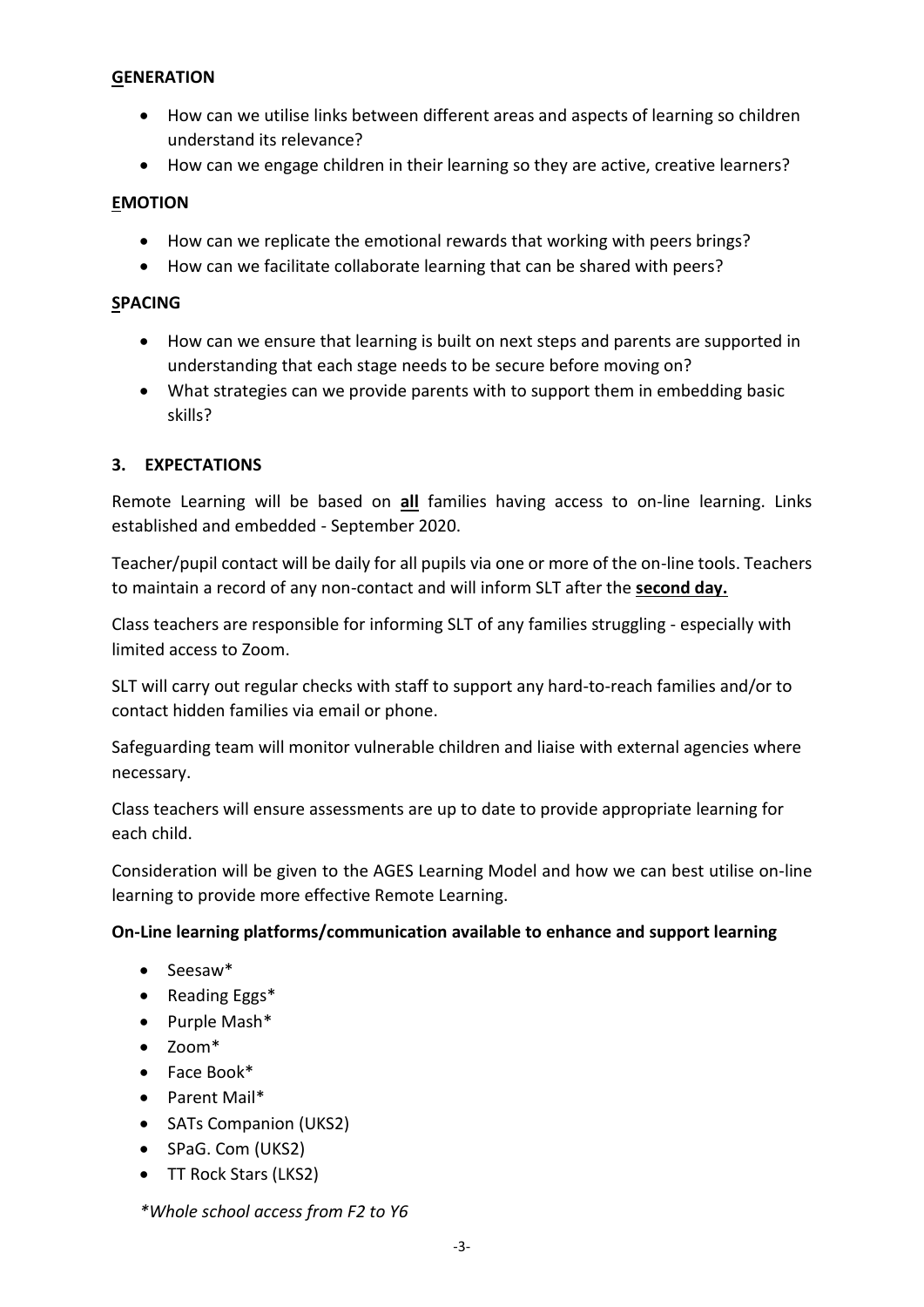**GENERATION**

- How can we utilise links between different areas and aspects of learning so children understand its relevance?
- How can we engage children in their learning so they are active, creative learners?

**EMOTION**

- How can we replicate the emotional rewards that working with peers brings?
- How can we facilitate collaborate learning that can be shared with peers?

**SPACING**

- How can we ensure that learning is built on next steps and parents are supported in understanding that each stage needs to be secure before moving on?
- What strategies can we provide parents with to support them in embedding basic skills?

## 3. EXPECTATIONS

Remote Learning will be based on **all** families having access to on-line learning. Links established and embedded - September 2020.

Teacher/pupil contact will be daily for all pupils via one or more of the on-line tools. Teachers to maintain a record of any non-contact and will inform SLT after the **second day.**

Class teachers are responsible for informing SLT of any families struggling - especially with limited access to Zoom.

SLT will carry out regular checks with staff to support any hard-to-reach families and/or to contact hidden families via email or phone.

Safeguarding team will monitor vulnerable children and liaise with external agencies where necessary.

Class teachers will ensure assessments are up to date to provide appropriate learning for each child.

Consideration will be given to the AGES Learning Model and how we can best utilise on-line learning to provide more effective Remote Learning.

**On-Line learning platforms/communication available to enhance and support learning**

- Seesaw*
- Reading Eggs*
- Purple Mash*
- Zoom*
- Face Book*
- Parent Mail*
- SATs Companion (UKS2)
- SPaG. Com (UKS2)
- TT Rock Stars (LKS2)

*\*Whole school access from F2 to Y6*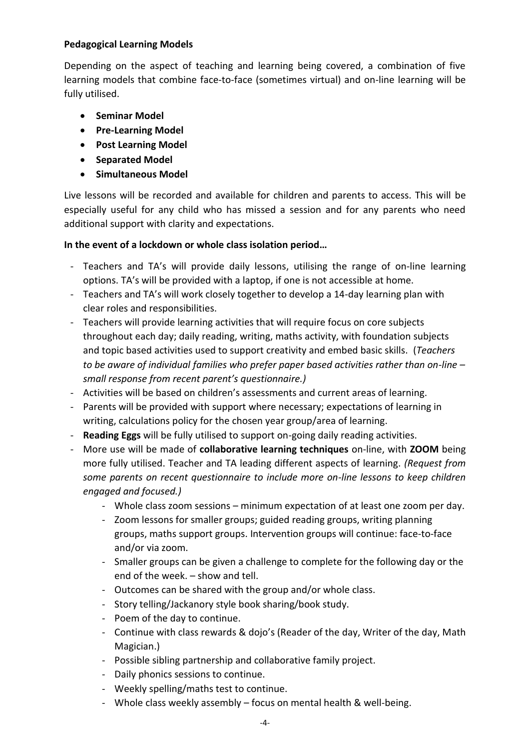**Pedagogical Learning Models**

Depending on the aspect of teaching and learning being covered, a combination of five learning models that combine face-to-face (sometimes virtual) and on-line learning will be fully utilised.

- **Seminar Model**
- **Pre-Learning Model**
- **Post Learning Model**
- **Separated Model**
- **Simultaneous Model**

Live lessons will be recorded and available for children and parents to access. This will be especially useful for any child who has missed a session and for any parents who need additional support with clarity and expectations.

**In the event of a lockdown or whole class isolation period…**

- Teachers and TA's will provide daily lessons, utilising the range of on-line learning options. TA's will be provided with a laptop, if one is not accessible at home.
- Teachers and TA's will work closely together to develop a 14-day learning plan with clear roles and responsibilities.
- Teachers will provide learning activities that will require focus on core subjects throughout each day; daily reading, writing, maths activity, with foundation subjects and topic based activities used to support creativity and embed basic skills. (*Teachers to be aware of individual families who prefer paper based activities rather than on-line – small response from recent parent's questionnaire.)*
- Activities will be based on children's assessments and current areas of learning.
- Parents will be provided with support where necessary; expectations of learning in writing, calculations policy for the chosen year group/area of learning.
- **Reading Eggs** will be fully utilised to support on-going daily reading activities.
- More use will be made of **collaborative learning techniques** on-line, with **ZOOM** being more fully utilised. Teacher and TA leading different aspects of learning. *(Request from some parents on recent questionnaire to include more on-line lessons to keep children engaged and focused.)*
  - Whole class zoom sessions – minimum expectation of at least one zoom per day.
  - Zoom lessons for smaller groups; guided reading groups, writing planning groups, maths support groups. Intervention groups will continue: face-to-face and/or via zoom.
  - Smaller groups can be given a challenge to complete for the following day or the end of the week. – show and tell.
  - Outcomes can be shared with the group and/or whole class.
  - Story telling/Jackanory style book sharing/book study.
  - Poem of the day to continue.
  - Continue with class rewards & dojo's (Reader of the day, Writer of the day, Math Magician.)
  - Possible sibling partnership and collaborative family project.
  - Daily phonics sessions to continue.
  - Weekly spelling/maths test to continue.
  - Whole class weekly assembly – focus on mental health & well-being.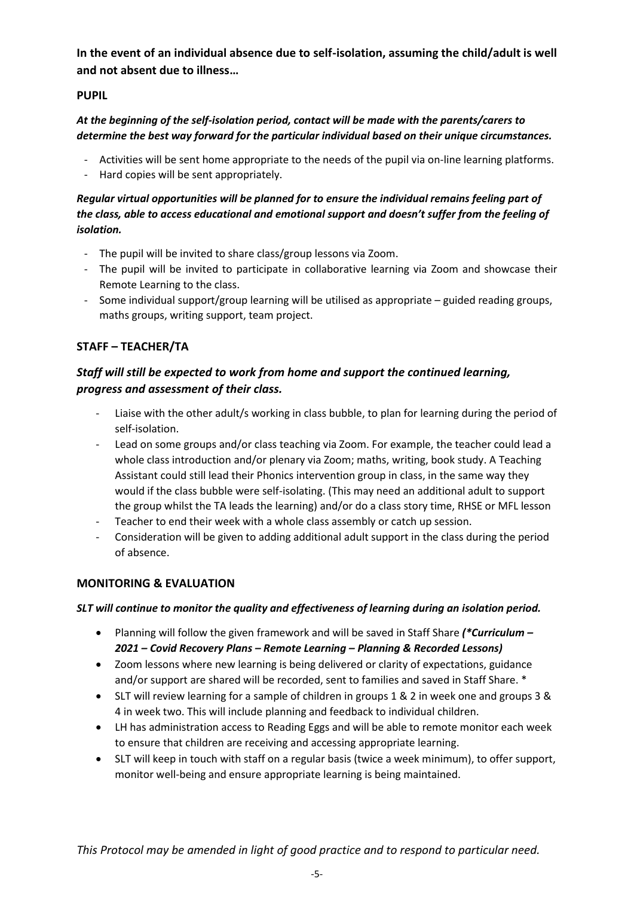**In the event of an individual absence due to self-isolation, assuming the child/adult is well and not absent due to illness…**

**PUPIL**

***At the beginning of the self-isolation period, contact will be made with the parents/carers to determine the best way forward for the particular individual based on their unique circumstances.***

- Activities will be sent home appropriate to the needs of the pupil via on-line learning platforms.
- Hard copies will be sent appropriately.

***Regular virtual opportunities will be planned for to ensure the individual remains feeling part of the class, able to access educational and emotional support and doesn't suffer from the feeling of isolation.***

- The pupil will be invited to share class/group lessons via Zoom.
- The pupil will be invited to participate in collaborative learning via Zoom and showcase their Remote Learning to the class.
- Some individual support/group learning will be utilised as appropriate – guided reading groups, maths groups, writing support, team project.

**STAFF – TEACHER/TA**

***Staff will still be expected to work from home and support the continued learning, progress and assessment of their class.***

- Liaise with the other adult/s working in class bubble, to plan for learning during the period of self-isolation.
- Lead on some groups and/or class teaching via Zoom. For example, the teacher could lead a whole class introduction and/or plenary via Zoom; maths, writing, book study. A Teaching Assistant could still lead their Phonics intervention group in class, in the same way they would if the class bubble were self-isolating. (This may need an additional adult to support the group whilst the TA leads the learning) and/or do a class story time, RHSE or MFL lesson
- Teacher to end their week with a whole class assembly or catch up session.
- Consideration will be given to adding additional adult support in the class during the period of absence.

**MONITORING & EVALUATION**

***SLT will continue to monitor the quality and effectiveness of learning during an isolation period.***

- Planning will follow the given framework and will be saved in Staff Share ***(*Curriculum – 2021 – Covid Recovery Plans – Remote Learning – Planning & Recorded Lessons)***
- Zoom lessons where new learning is being delivered or clarity of expectations, guidance and/or support are shared will be recorded, sent to families and saved in Staff Share. *
- SLT will review learning for a sample of children in groups 1 & 2 in week one and groups 3 & 4 in week two. This will include planning and feedback to individual children.
- LH has administration access to Reading Eggs and will be able to remote monitor each week to ensure that children are receiving and accessing appropriate learning.
- SLT will keep in touch with staff on a regular basis (twice a week minimum), to offer support, monitor well-being and ensure appropriate learning is being maintained.

*This Protocol may be amended in light of good practice and to respond to particular need.*